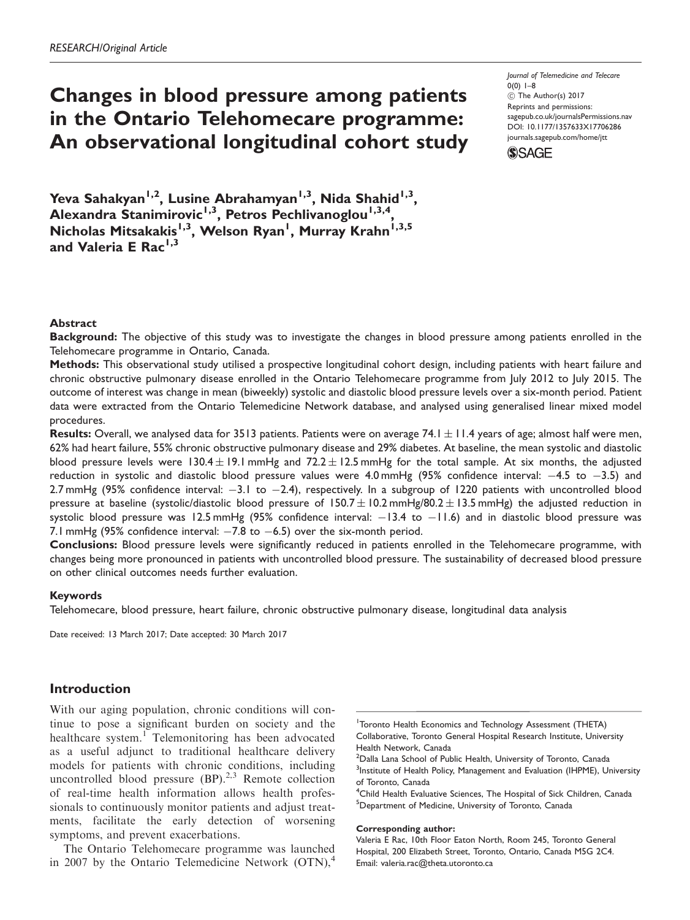RESEARCH/Original Article

# Changes in blood pressure among patients in the Ontario Telehomecare programme: An observational longitudinal cohort study

Journal of Telemedicine and Telecare
0(0) 1–8
© The Author(s) 2017
Reprints and permissions: sagepub.co.uk/journalsPermissions.nav
DOI: 10.1177/1357633X17706286
journals.sagepub.com/home/jtt

**Yeva Sahakyan[1,2], Lusine Abrahamyan[1,3], Nida Shahid[1,3], Alexandra Stanimirovic[1,3], Petros Pechlivanoglou[1,3,4], Nicholas Mitsakakis[1,3], Welson Ryan[1], Murray Krahn[1,3,5] and Valeria E Rac[1,3]**

### Abstract

**Background:** The objective of this study was to investigate the changes in blood pressure among patients enrolled in the Telehomecare programme in Ontario, Canada.

**Methods:** This observational study utilised a prospective longitudinal cohort design, including patients with heart failure and chronic obstructive pulmonary disease enrolled in the Ontario Telehomecare programme from July 2012 to July 2015. The outcome of interest was change in mean (biweekly) systolic and diastolic blood pressure levels over a six-month period. Patient data were extracted from the Ontario Telemedicine Network database, and analysed using generalised linear mixed model procedures.

**Results:** Overall, we analysed data for 3513 patients. Patients were on average $74.1 \pm 11.4$ years of age; almost half were men, 62% had heart failure, 55% chronic obstructive pulmonary disease and 29% diabetes. At baseline, the mean systolic and diastolic blood pressure levels were $130.4 \pm 19.1$ mmHg and $72.2 \pm 12.5$ mmHg for the total sample. At six months, the adjusted reduction in systolic and diastolic blood pressure values were 4.0 mmHg (95% confidence interval: −4.5 to −3.5) and 2.7 mmHg (95% confidence interval: −3.1 to −2.4), respectively. In a subgroup of 1220 patients with uncontrolled blood pressure at baseline (systolic/diastolic blood pressure of $150.7 \pm 10.2$ mmHg/$80.2 \pm 13.5$ mmHg) the adjusted reduction in systolic blood pressure was 12.5 mmHg (95% confidence interval: −13.4 to −11.6) and in diastolic blood pressure was 7.1 mmHg (95% confidence interval: −7.8 to −6.5) over the six-month period.

**Conclusions:** Blood pressure levels were significantly reduced in patients enrolled in the Telehomecare programme, with changes being more pronounced in patients with uncontrolled blood pressure. The sustainability of decreased blood pressure on other clinical outcomes needs further evaluation.

### Keywords

Telehomecare, blood pressure, heart failure, chronic obstructive pulmonary disease, longitudinal data analysis

Date received: 13 March 2017; Date accepted: 30 March 2017

## Introduction

With our aging population, chronic conditions will continue to pose a significant burden on society and the healthcare system.[1] Telemonitoring has been advocated as a useful adjunct to traditional healthcare delivery models for patients with chronic conditions, including uncontrolled blood pressure (BP).[2,3] Remote collection of real-time health information allows health professionals to continuously monitor patients and adjust treatments, facilitate the early detection of worsening symptoms, and prevent exacerbations.

The Ontario Telehomecare programme was launched in 2007 by the Ontario Telemedicine Network (OTN),[4]

[1]Toronto Health Economics and Technology Assessment (THETA) Collaborative, Toronto General Hospital Research Institute, University Health Network, Canada
[2]Dalla Lana School of Public Health, University of Toronto, Canada
[3]Institute of Health Policy, Management and Evaluation (IHPME), University of Toronto, Canada
[4]Child Health Evaluative Sciences, The Hospital of Sick Children, Canada
[5]Department of Medicine, University of Toronto, Canada

**Corresponding author:**
Valeria E Rac, 10th Floor Eaton North, Room 245, Toronto General Hospital, 200 Elizabeth Street, Toronto, Ontario, Canada M5G 2C4.
Email: valeria.rac@theta.utoronto.ca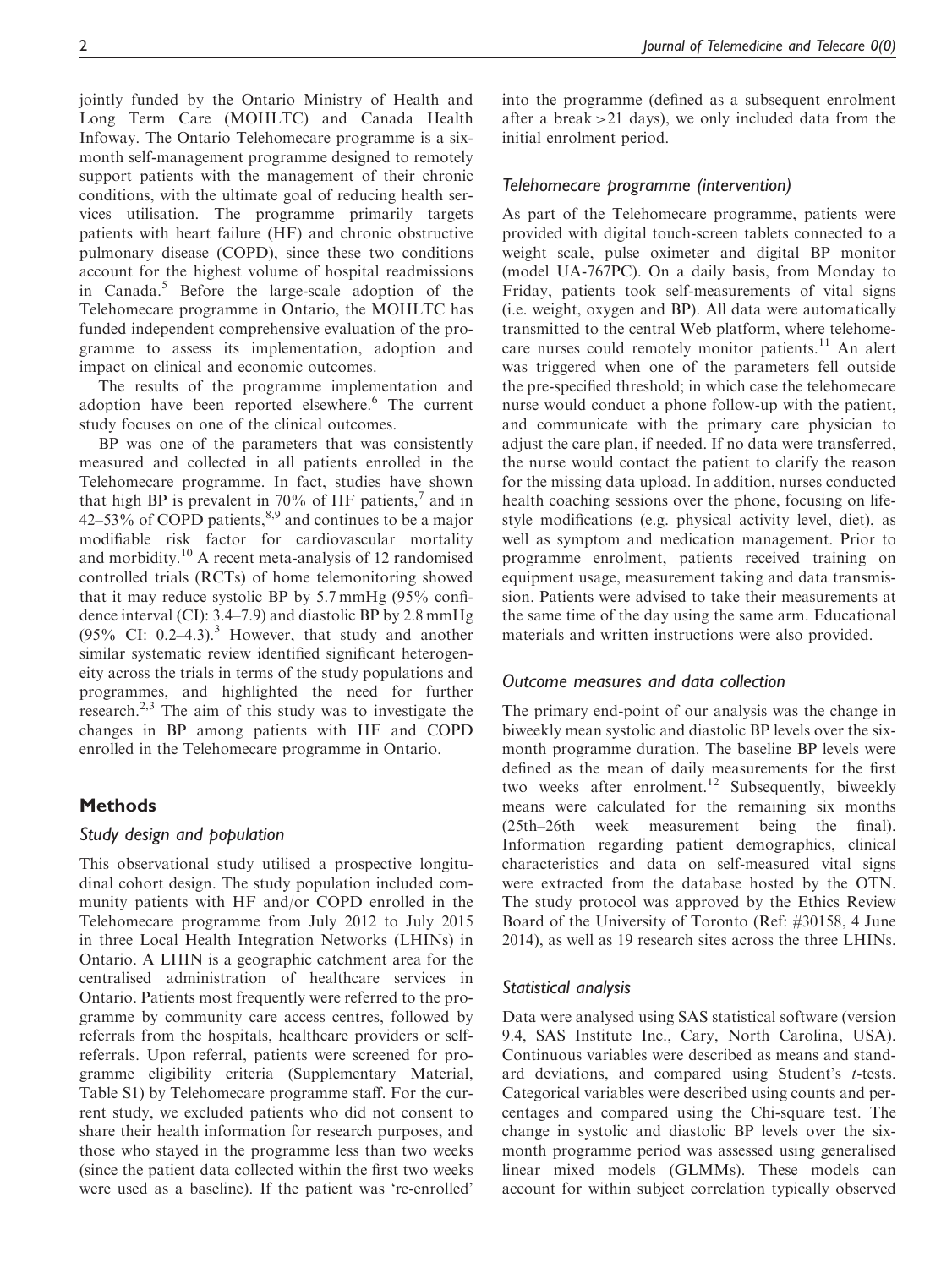jointly funded by the Ontario Ministry of Health and Long Term Care (MOHLTC) and Canada Health Infoway. The Ontario Telehomecare programme is a six-month self-management programme designed to remotely support patients with the management of their chronic conditions, with the ultimate goal of reducing health services utilisation. The programme primarily targets patients with heart failure (HF) and chronic obstructive pulmonary disease (COPD), since these two conditions account for the highest volume of hospital readmissions in Canada.[5] Before the large-scale adoption of the Telehomecare programme in Ontario, the MOHLTC has funded independent comprehensive evaluation of the programme to assess its implementation, adoption and impact on clinical and economic outcomes.

The results of the programme implementation and adoption have been reported elsewhere.[6] The current study focuses on one of the clinical outcomes.

BP was one of the parameters that was consistently measured and collected in all patients enrolled in the Telehomecare programme. In fact, studies have shown that high BP is prevalent in 70% of HF patients,[7] and in 42–53% of COPD patients,[8,9] and continues to be a major modifiable risk factor for cardiovascular mortality and morbidity.[10] A recent meta-analysis of 12 randomised controlled trials (RCTs) of home telemonitoring showed that it may reduce systolic BP by 5.7 mmHg (95% confidence interval (CI): 3.4–7.9) and diastolic BP by 2.8 mmHg (95% CI: 0.2–4.3).[3] However, that study and another similar systematic review identified significant heterogeneity across the trials in terms of the study populations and programmes, and highlighted the need for further research.[2,3] The aim of this study was to investigate the changes in BP among patients with HF and COPD enrolled in the Telehomecare programme in Ontario.

## Methods

### Study design and population

This observational study utilised a prospective longitudinal cohort design. The study population included community patients with HF and/or COPD enrolled in the Telehomecare programme from July 2012 to July 2015 in three Local Health Integration Networks (LHINs) in Ontario. A LHIN is a geographic catchment area for the centralised administration of healthcare services in Ontario. Patients most frequently were referred to the programme by community care access centres, followed by referrals from the hospitals, healthcare providers or self-referrals. Upon referral, patients were screened for programme eligibility criteria (Supplementary Material, Table S1) by Telehomecare programme staff. For the current study, we excluded patients who did not consent to share their health information for research purposes, and those who stayed in the programme less than two weeks (since the patient data collected within the first two weeks were used as a baseline). If the patient was 're-enrolled' into the programme (defined as a subsequent enrolment after a break >21 days), we only included data from the initial enrolment period.

### Telehomecare programme (intervention)

As part of the Telehomecare programme, patients were provided with digital touch-screen tablets connected to a weight scale, pulse oximeter and digital BP monitor (model UA-767PC). On a daily basis, from Monday to Friday, patients took self-measurements of vital signs (i.e. weight, oxygen and BP). All data were automatically transmitted to the central Web platform, where telehomecare nurses could remotely monitor patients.[11] An alert was triggered when one of the parameters fell outside the pre-specified threshold; in which case the telehomecare nurse would conduct a phone follow-up with the patient, and communicate with the primary care physician to adjust the care plan, if needed. If no data were transferred, the nurse would contact the patient to clarify the reason for the missing data upload. In addition, nurses conducted health coaching sessions over the phone, focusing on lifestyle modifications (e.g. physical activity level, diet), as well as symptom and medication management. Prior to programme enrolment, patients received training on equipment usage, measurement taking and data transmission. Patients were advised to take their measurements at the same time of the day using the same arm. Educational materials and written instructions were also provided.

### Outcome measures and data collection

The primary end-point of our analysis was the change in biweekly mean systolic and diastolic BP levels over the six-month programme duration. The baseline BP levels were defined as the mean of daily measurements for the first two weeks after enrolment.[12] Subsequently, biweekly means were calculated for the remaining six months (25th–26th week measurement being the final). Information regarding patient demographics, clinical characteristics and data on self-measured vital signs were extracted from the database hosted by the OTN. The study protocol was approved by the Ethics Review Board of the University of Toronto (Ref: #30158, 4 June 2014), as well as 19 research sites across the three LHINs.

### Statistical analysis

Data were analysed using SAS statistical software (version 9.4, SAS Institute Inc., Cary, North Carolina, USA). Continuous variables were described as means and standard deviations, and compared using Student's *t*-tests. Categorical variables were described using counts and percentages and compared using the Chi-square test. The change in systolic and diastolic BP levels over the six-month programme period was assessed using generalised linear mixed models (GLMMs). These models can account for within subject correlation typically observed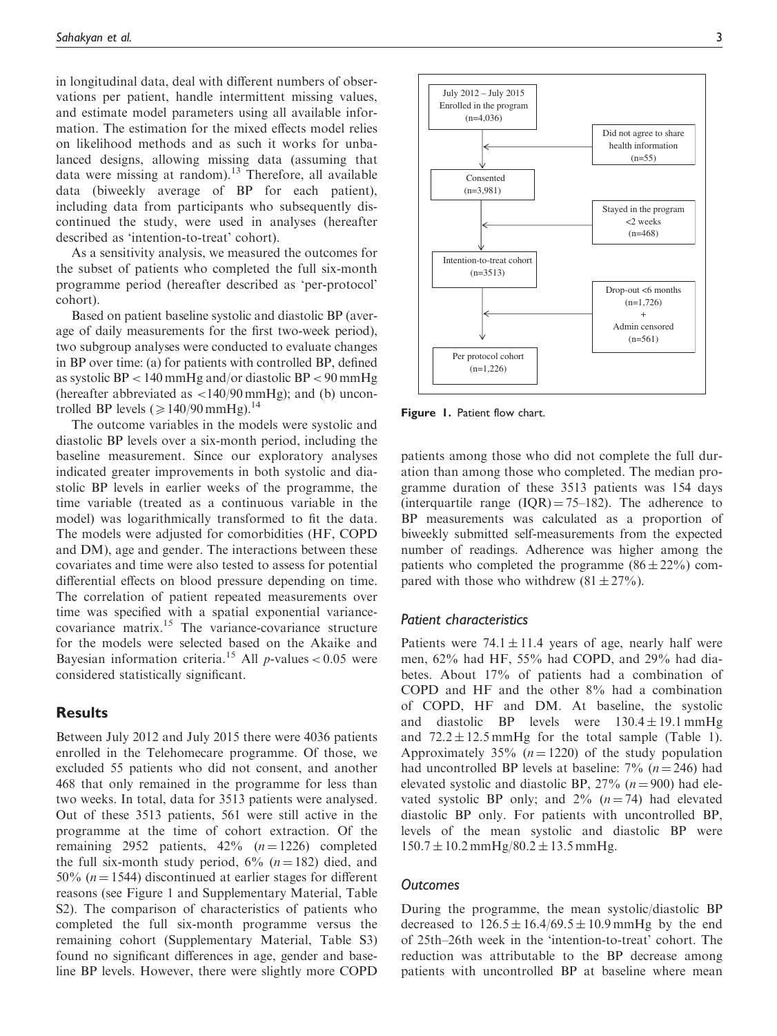in longitudinal data, deal with different numbers of observations per patient, handle intermittent missing values, and estimate model parameters using all available information. The estimation for the mixed effects model relies on likelihood methods and as such it works for unbalanced designs, allowing missing data (assuming that data were missing at random).[13] Therefore, all available data (biweekly average of BP for each patient), including data from participants who subsequently discontinued the study, were used in analyses (hereafter described as 'intention-to-treat' cohort).

As a sensitivity analysis, we measured the outcomes for the subset of patients who completed the full six-month programme period (hereafter described as 'per-protocol' cohort).

Based on patient baseline systolic and diastolic BP (average of daily measurements for the first two-week period), two subgroup analyses were conducted to evaluate changes in BP over time: (a) for patients with controlled BP, defined as systolic BP < 140 mmHg and/or diastolic BP < 90 mmHg (hereafter abbreviated as <140/90 mmHg); and (b) uncontrolled BP levels (⩾140/90 mmHg).[14]

The outcome variables in the models were systolic and diastolic BP levels over a six-month period, including the baseline measurement. Since our exploratory analyses indicated greater improvements in both systolic and diastolic BP levels in earlier weeks of the programme, the time variable (treated as a continuous variable in the model) was logarithmically transformed to fit the data. The models were adjusted for comorbidities (HF, COPD and DM), age and gender. The interactions between these covariates and time were also tested to assess for potential differential effects on blood pressure depending on time. The correlation of patient repeated measurements over time was specified with a spatial exponential variance-covariance matrix.[15] The variance-covariance structure for the models were selected based on the Akaike and Bayesian information criteria.[15] All *p*-values < 0.05 were considered statistically significant.

## Results

Between July 2012 and July 2015 there were 4036 patients enrolled in the Telehomecare programme. Of those, we excluded 55 patients who did not consent, and another 468 that only remained in the programme for less than two weeks. In total, data for 3513 patients were analysed. Out of these 3513 patients, 561 were still active in the programme at the time of cohort extraction. Of the remaining 2952 patients, 42% ($n = 1226$) completed the full six-month study period, 6% ($n = 182$) died, and 50% ($n = 1544$) discontinued at earlier stages for different reasons (see Figure 1 and Supplementary Material, Table S2). The comparison of characteristics of patients who completed the full six-month programme versus the remaining cohort (Supplementary Material, Table S3) found no significant differences in age, gender and baseline BP levels. However, there were slightly more COPD patients among those who did not complete the full duration than among those who completed. The median programme duration of these 3513 patients was 154 days (interquartile range (IQR) = 75–182). The adherence to BP measurements was calculated as a proportion of biweekly submitted self-measurements from the expected number of readings. Adherence was higher among the patients who completed the programme (86 ± 22%) compared with those who withdrew (81 ± 27%).

July 2012 – July 2015 Enrolled in the program (n=4,036)
→ Did not agree to share health information (n=55)
Consented (n=3,981)
→ Stayed in the program <2 weeks (n=468)
Intention-to-treat cohort (n=3513)
→ Drop-out <6 months (n=1,726) + Admin censored (n=561)
Per protocol cohort (n=1,226)

**Figure 1.** Patient flow chart.

### Patient characteristics

Patients were 74.1 ± 11.4 years of age, nearly half were men, 62% had HF, 55% had COPD, and 29% had diabetes. About 17% of patients had a combination of COPD and HF and the other 8% had a combination of COPD, HF and DM. At baseline, the systolic and diastolic BP levels were 130.4 ± 19.1 mmHg and 72.2 ± 12.5 mmHg for the total sample (Table 1). Approximately 35% ($n = 1220$) of the study population had uncontrolled BP levels at baseline: 7% ($n = 246$) had elevated systolic and diastolic BP, 27% ($n = 900$) had elevated systolic BP only; and 2% ($n = 74$) had elevated diastolic BP only. For patients with uncontrolled BP, levels of the mean systolic and diastolic BP were 150.7 ± 10.2 mmHg/80.2 ± 13.5 mmHg.

### Outcomes

During the programme, the mean systolic/diastolic BP decreased to 126.5 ± 16.4/69.5 ± 10.9 mmHg by the end of 25th–26th week in the 'intention-to-treat' cohort. The reduction was attributable to the BP decrease among patients with uncontrolled BP at baseline where mean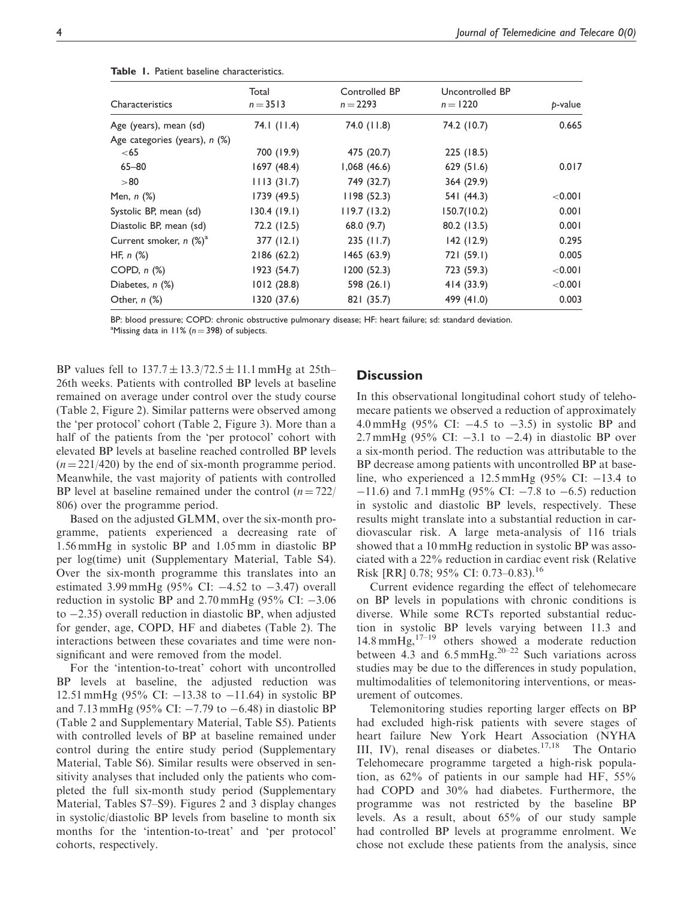**Table 1.** Patient baseline characteristics.

| Characteristics | Total $n = 3513$ | Controlled BP $n = 2293$ | Uncontrolled BP $n = 1220$ | $p$-value |
|---|---|---|---|---|
| Age (years), mean (sd) | 74.1 (11.4) | 74.0 (11.8) | 74.2 (10.7) | 0.665 |
| Age categories (years), n (%) | | | | |
| <65 | 700 (19.9) | 475 (20.7) | 225 (18.5) | |
| 65–80 | 1697 (48.4) | 1,068 (46.6) | 629 (51.6) | 0.017 |
| >80 | 1113 (31.7) | 749 (32.7) | 364 (29.9) | |
| Men, n (%) | 1739 (49.5) | 1198 (52.3) | 541 (44.3) | <0.001 |
| Systolic BP, mean (sd) | 130.4 (19.1) | 119.7 (13.2) | 150.7(10.2) | 0.001 |
| Diastolic BP, mean (sd) | 72.2 (12.5) | 68.0 (9.7) | 80.2 (13.5) | 0.001 |
| Current smoker, n (%)[a] | 377 (12.1) | 235 (11.7) | 142 (12.9) | 0.295 |
| HF, n (%) | 2186 (62.2) | 1465 (63.9) | 721 (59.1) | 0.005 |
| COPD, n (%) | 1923 (54.7) | 1200 (52.3) | 723 (59.3) | <0.001 |
| Diabetes, n (%) | 1012 (28.8) | 598 (26.1) | 414 (33.9) | <0.001 |
| Other, n (%) | 1320 (37.6) | 821 (35.7) | 499 (41.0) | 0.003 |

BP: blood pressure; COPD: chronic obstructive pulmonary disease; HF: heart failure; sd: standard deviation.
[a]Missing data in 11% ($n = 398$) of subjects.

BP values fell to $137.7 \pm 13.3/72.5 \pm 11.1$ mmHg at 25th–26th weeks. Patients with controlled BP levels at baseline remained on average under control over the study course (Table 2, Figure 2). Similar patterns were observed among the 'per protocol' cohort (Table 2, Figure 3). More than a half of the patients from the 'per protocol' cohort with elevated BP levels at baseline reached controlled BP levels ($n = 221/420$) by the end of six-month programme period. Meanwhile, the vast majority of patients with controlled BP level at baseline remained under the control ($n = 722/806$) over the programme period.

Based on the adjusted GLMM, over the six-month programme, patients experienced a decreasing rate of 1.56 mmHg in systolic BP and 1.05 mm in diastolic BP per log(time) unit (Supplementary Material, Table S4). Over the six-month programme this translates into an estimated 3.99 mmHg (95% CI: −4.52 to −3.47) overall reduction in systolic BP and 2.70 mmHg (95% CI: −3.06 to −2.35) overall reduction in diastolic BP, when adjusted for gender, age, COPD, HF and diabetes (Table 2). The interactions between these covariates and time were non-significant and were removed from the model.

For the 'intention-to-treat' cohort with uncontrolled BP levels at baseline, the adjusted reduction was 12.51 mmHg (95% CI: −13.38 to −11.64) in systolic BP and 7.13 mmHg (95% CI: −7.79 to −6.48) in diastolic BP (Table 2 and Supplementary Material, Table S5). Patients with controlled levels of BP at baseline remained under control during the entire study period (Supplementary Material, Table S6). Similar results were observed in sensitivity analyses that included only the patients who completed the full six-month study period (Supplementary Material, Tables S7–S9). Figures 2 and 3 display changes in systolic/diastolic BP levels from baseline to month six months for the 'intention-to-treat' and 'per protocol' cohorts, respectively.

## Discussion

In this observational longitudinal cohort study of telehomecare patients we observed a reduction of approximately 4.0 mmHg (95% CI: −4.5 to −3.5) in systolic BP and 2.7 mmHg (95% CI: −3.1 to −2.4) in diastolic BP over a six-month period. The reduction was attributable to the BP decrease among patients with uncontrolled BP at baseline, who experienced a 12.5 mmHg (95% CI: −13.4 to −11.6) and 7.1 mmHg (95% CI: −7.8 to −6.5) reduction in systolic and diastolic BP levels, respectively. These results might translate into a substantial reduction in cardiovascular risk. A large meta-analysis of 116 trials showed that a 10 mmHg reduction in systolic BP was associated with a 22% reduction in cardiac event risk (Relative Risk [RR] 0.78; 95% CI: 0.73–0.83).[16]

Current evidence regarding the effect of telehomecare on BP levels in populations with chronic conditions is diverse. While some RCTs reported substantial reduction in systolic BP levels varying between 11.3 and 14.8 mmHg,[17–19] others showed a moderate reduction between 4.3 and 6.5 mmHg.[20–22] Such variations across studies may be due to the differences in study population, multimodalities of telemonitoring interventions, or measurement of outcomes.

Telemonitoring studies reporting larger effects on BP had excluded high-risk patients with severe stages of heart failure New York Heart Association (NYHA III, IV), renal diseases or diabetes.[17,18] The Ontario Telehomecare programme targeted a high-risk population, as 62% of patients in our sample had HF, 55% had COPD and 30% had diabetes. Furthermore, the programme was not restricted by the baseline BP levels. As a result, about 65% of our study sample had controlled BP levels at programme enrolment. We chose not exclude these patients from the analysis, since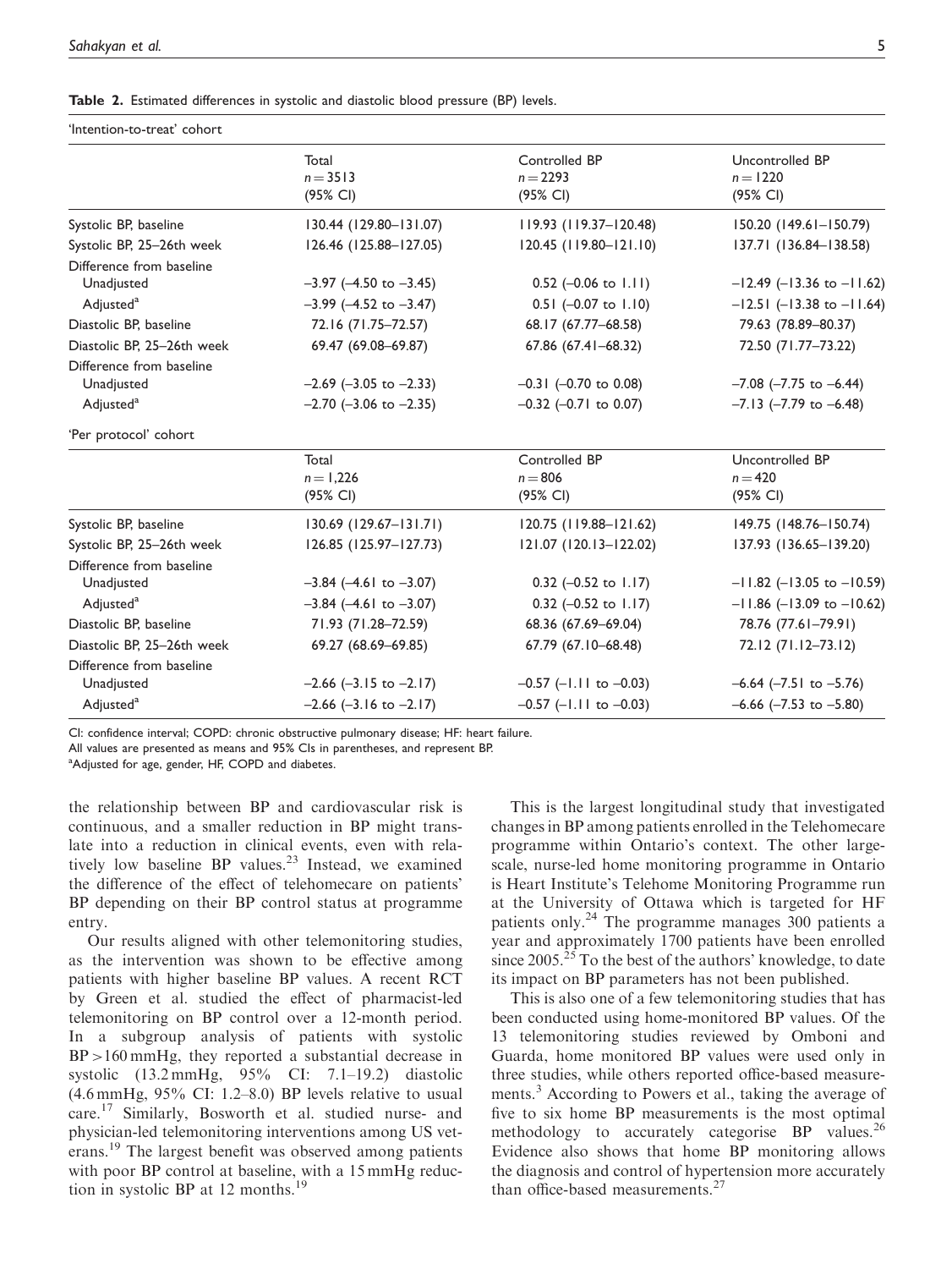**Table 2.** Estimated differences in systolic and diastolic blood pressure (BP) levels.

'Intention-to-treat' cohort

| | Total $n = 3513$ (95% CI) | Controlled BP $n = 2293$ (95% CI) | Uncontrolled BP $n = 1220$ (95% CI) |
|---|---|---|---|
| Systolic BP, baseline | 130.44 (129.80–131.07) | 119.93 (119.37–120.48) | 150.20 (149.61–150.79) |
| Systolic BP, 25–26th week | 126.46 (125.88–127.05) | 120.45 (119.80–121.10) | 137.71 (136.84–138.58) |
| Difference from baseline | | | |
| Unadjusted | –3.97 (–4.50 to –3.45) | 0.52 (–0.06 to 1.11) | –12.49 (–13.36 to –11.62) |
| Adjusted[a] | –3.99 (–4.52 to –3.47) | 0.51 (–0.07 to 1.10) | –12.51 (–13.38 to –11.64) |
| Diastolic BP, baseline | 72.16 (71.75–72.57) | 68.17 (67.77–68.58) | 79.63 (78.89–80.37) |
| Diastolic BP, 25–26th week | 69.47 (69.08–69.87) | 67.86 (67.41–68.32) | 72.50 (71.77–73.22) |
| Difference from baseline | | | |
| Unadjusted | –2.69 (–3.05 to –2.33) | –0.31 (–0.70 to 0.08) | –7.08 (–7.75 to –6.44) |
| Adjusted[a] | –2.70 (–3.06 to –2.35) | –0.32 (–0.71 to 0.07) | –7.13 (–7.79 to –6.48) |

'Per protocol' cohort

| | Total $n = 1{,}226$ (95% CI) | Controlled BP $n = 806$ (95% CI) | Uncontrolled BP $n = 420$ (95% CI) |
|---|---|---|---|
| Systolic BP, baseline | 130.69 (129.67–131.71) | 120.75 (119.88–121.62) | 149.75 (148.76–150.74) |
| Systolic BP, 25–26th week | 126.85 (125.97–127.73) | 121.07 (120.13–122.02) | 137.93 (136.65–139.20) |
| Difference from baseline | | | |
| Unadjusted | –3.84 (–4.61 to –3.07) | 0.32 (–0.52 to 1.17) | –11.82 (–13.05 to –10.59) |
| Adjusted[a] | –3.84 (–4.61 to –3.07) | 0.32 (–0.52 to 1.17) | –11.86 (–13.09 to –10.62) |
| Diastolic BP, baseline | 71.93 (71.28–72.59) | 68.36 (67.69–69.04) | 78.76 (77.61–79.91) |
| Diastolic BP, 25–26th week | 69.27 (68.69–69.85) | 67.79 (67.10–68.48) | 72.12 (71.12–73.12) |
| Difference from baseline | | | |
| Unadjusted | –2.66 (–3.15 to –2.17) | –0.57 (–1.11 to –0.03) | –6.64 (–7.51 to –5.76) |
| Adjusted[a] | –2.66 (–3.16 to –2.17) | –0.57 (–1.11 to –0.03) | –6.66 (–7.53 to –5.80) |

CI: confidence interval; COPD: chronic obstructive pulmonary disease; HF: heart failure.

All values are presented as means and 95% CIs in parentheses, and represent BP.

[a]Adjusted for age, gender, HF, COPD and diabetes.

the relationship between BP and cardiovascular risk is continuous, and a smaller reduction in BP might translate into a reduction in clinical events, even with relatively low baseline BP values.[23] Instead, we examined the difference of the effect of telehomecare on patients' BP depending on their BP control status at programme entry.

Our results aligned with other telemonitoring studies, as the intervention was shown to be effective among patients with higher baseline BP values. A recent RCT by Green et al. studied the effect of pharmacist-led telemonitoring on BP control over a 12-month period. In a subgroup analysis of patients with systolic BP >160 mmHg, they reported a substantial decrease in systolic (13.2 mmHg, 95% CI: 7.1–19.2) diastolic (4.6 mmHg, 95% CI: 1.2–8.0) BP levels relative to usual care.[17] Similarly, Bosworth et al. studied nurse- and physician-led telemonitoring interventions among US veterans.[19] The largest benefit was observed among patients with poor BP control at baseline, with a 15 mmHg reduction in systolic BP at 12 months.[19]

This is the largest longitudinal study that investigated changes in BP among patients enrolled in the Telehomecare programme within Ontario's context. The other large-scale, nurse-led home monitoring programme in Ontario is Heart Institute's Telehome Monitoring Programme run at the University of Ottawa which is targeted for HF patients only.[24] The programme manages 300 patients a year and approximately 1700 patients have been enrolled since 2005.[25] To the best of the authors' knowledge, to date its impact on BP parameters has not been published.

This is also one of a few telemonitoring studies that has been conducted using home-monitored BP values. Of the 13 telemonitoring studies reviewed by Omboni and Guarda, home monitored BP values were used only in three studies, while others reported office-based measurements.[3] According to Powers et al., taking the average of five to six home BP measurements is the most optimal methodology to accurately categorise BP values.[26] Evidence also shows that home BP monitoring allows the diagnosis and control of hypertension more accurately than office-based measurements.[27]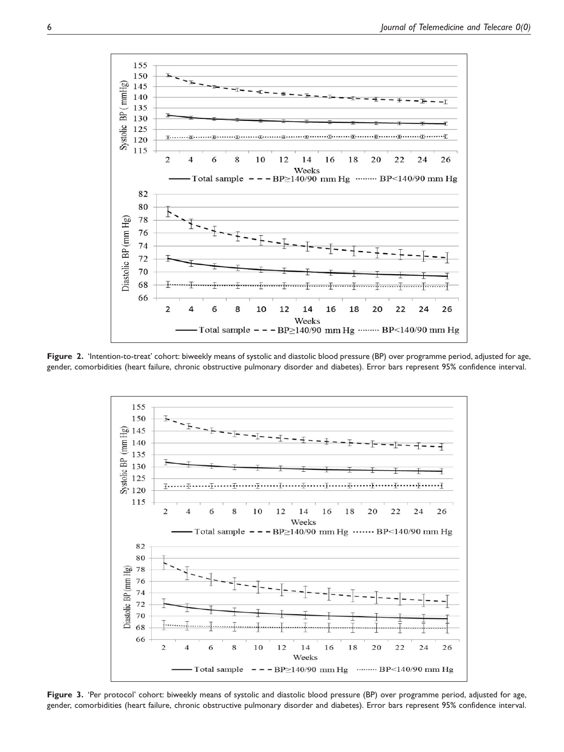**Figure 2.** 'Intention-to-treat' cohort: biweekly means of systolic and diastolic blood pressure (BP) over programme period, adjusted for age, gender, comorbidities (heart failure, chronic obstructive pulmonary disorder and diabetes). Error bars represent 95% confidence interval.

**Figure 3.** 'Per protocol' cohort: biweekly means of systolic and diastolic blood pressure (BP) over programme period, adjusted for age, gender, comorbidities (heart failure, chronic obstructive pulmonary disorder and diabetes). Error bars represent 95% confidence interval.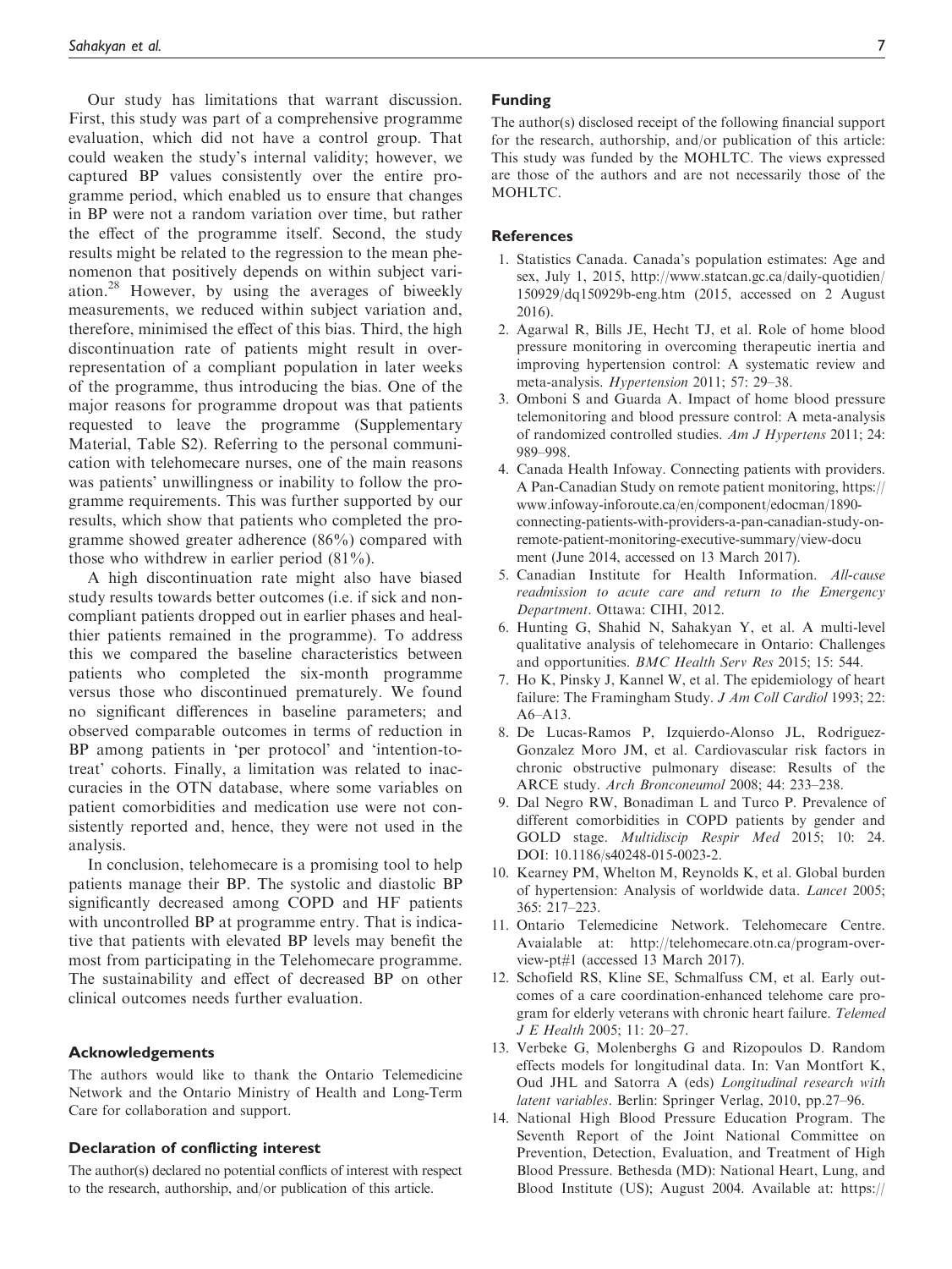Our study has limitations that warrant discussion. First, this study was part of a comprehensive programme evaluation, which did not have a control group. That could weaken the study's internal validity; however, we captured BP values consistently over the entire programme period, which enabled us to ensure that changes in BP were not a random variation over time, but rather the effect of the programme itself. Second, the study results might be related to the regression to the mean phenomenon that positively depends on within subject variation.[28] However, by using the averages of biweekly measurements, we reduced within subject variation and, therefore, minimised the effect of this bias. Third, the high discontinuation rate of patients might result in over-representation of a compliant population in later weeks of the programme, thus introducing the bias. One of the major reasons for programme dropout was that patients requested to leave the programme (Supplementary Material, Table S2). Referring to the personal communication with telehomecare nurses, one of the main reasons was patients' unwillingness or inability to follow the programme requirements. This was further supported by our results, which show that patients who completed the programme showed greater adherence (86%) compared with those who withdrew in earlier period (81%).

A high discontinuation rate might also have biased study results towards better outcomes (i.e. if sick and non-compliant patients dropped out in earlier phases and healthier patients remained in the programme). To address this we compared the baseline characteristics between patients who completed the six-month programme versus those who discontinued prematurely. We found no significant differences in baseline parameters; and observed comparable outcomes in terms of reduction in BP among patients in 'per protocol' and 'intention-to-treat' cohorts. Finally, a limitation was related to inaccuracies in the OTN database, where some variables on patient comorbidities and medication use were not consistently reported and, hence, they were not used in the analysis.

In conclusion, telehomecare is a promising tool to help patients manage their BP. The systolic and diastolic BP significantly decreased among COPD and HF patients with uncontrolled BP at programme entry. That is indicative that patients with elevated BP levels may benefit the most from participating in the Telehomecare programme. The sustainability and effect of decreased BP on other clinical outcomes needs further evaluation.

## Acknowledgements

The authors would like to thank the Ontario Telemedicine Network and the Ontario Ministry of Health and Long-Term Care for collaboration and support.

## Declaration of conflicting interest

The author(s) declared no potential conflicts of interest with respect to the research, authorship, and/or publication of this article.

## Funding

The author(s) disclosed receipt of the following financial support for the research, authorship, and/or publication of this article: This study was funded by the MOHLTC. The views expressed are those of the authors and are not necessarily those of the MOHLTC.

## References

1. Statistics Canada. Canada's population estimates: Age and sex, July 1, 2015, http://www.statcan.gc.ca/daily-quotidien/150929/dq150929b-eng.htm (2015, accessed on 2 August 2016).
2. Agarwal R, Bills JE, Hecht TJ, et al. Role of home blood pressure monitoring in overcoming therapeutic inertia and improving hypertension control: A systematic review and meta-analysis. *Hypertension* 2011; 57: 29–38.
3. Omboni S and Guarda A. Impact of home blood pressure telemonitoring and blood pressure control: A meta-analysis of randomized controlled studies. *Am J Hypertens* 2011; 24: 989–998.
4. Canada Health Infoway. Connecting patients with providers. A Pan-Canadian Study on remote patient monitoring, https://www.infoway-inforoute.ca/en/component/edocman/1890-connecting-patients-with-providers-a-pan-canadian-study-on-remote-patient-monitoring-executive-summary/view-document (June 2014, accessed on 13 March 2017).
5. Canadian Institute for Health Information. *All-cause readmission to acute care and return to the Emergency Department*. Ottawa: CIHI, 2012.
6. Hunting G, Shahid N, Sahakyan Y, et al. A multi-level qualitative analysis of telehomecare in Ontario: Challenges and opportunities. *BMC Health Serv Res* 2015; 15: 544.
7. Ho K, Pinsky J, Kannel W, et al. The epidemiology of heart failure: The Framingham Study. *J Am Coll Cardiol* 1993; 22: A6–A13.
8. De Lucas-Ramos P, Izquierdo-Alonso JL, Rodriguez-Gonzalez Moro JM, et al. Cardiovascular risk factors in chronic obstructive pulmonary disease: Results of the ARCE study. *Arch Bronconeumol* 2008; 44: 233–238.
9. Dal Negro RW, Bonadiman L and Turco P. Prevalence of different comorbidities in COPD patients by gender and GOLD stage. *Multidiscip Respir Med* 2015; 10: 24. DOI: 10.1186/s40248-015-0023-2.
10. Kearney PM, Whelton M, Reynolds K, et al. Global burden of hypertension: Analysis of worldwide data. *Lancet* 2005; 365: 217–223.
11. Ontario Telemedicine Network. Telehomecare Centre. Avaialable at: http://telehomecare.otn.ca/program-overview-pt#1 (accessed 13 March 2017).
12. Schofield RS, Kline SE, Schmalfuss CM, et al. Early outcomes of a care coordination-enhanced telehome care program for elderly veterans with chronic heart failure. *Telemed J E Health* 2005; 11: 20–27.
13. Verbeke G, Molenberghs G and Rizopoulos D. Random effects models for longitudinal data. In: Van Montfort K, Oud JHL and Satorra A (eds) *Longitudinal research with latent variables*. Berlin: Springer Verlag, 2010, pp.27–96.
14. National High Blood Pressure Education Program. The Seventh Report of the Joint National Committee on Prevention, Detection, Evaluation, and Treatment of High Blood Pressure. Bethesda (MD): National Heart, Lung, and Blood Institute (US); August 2004. Available at: https://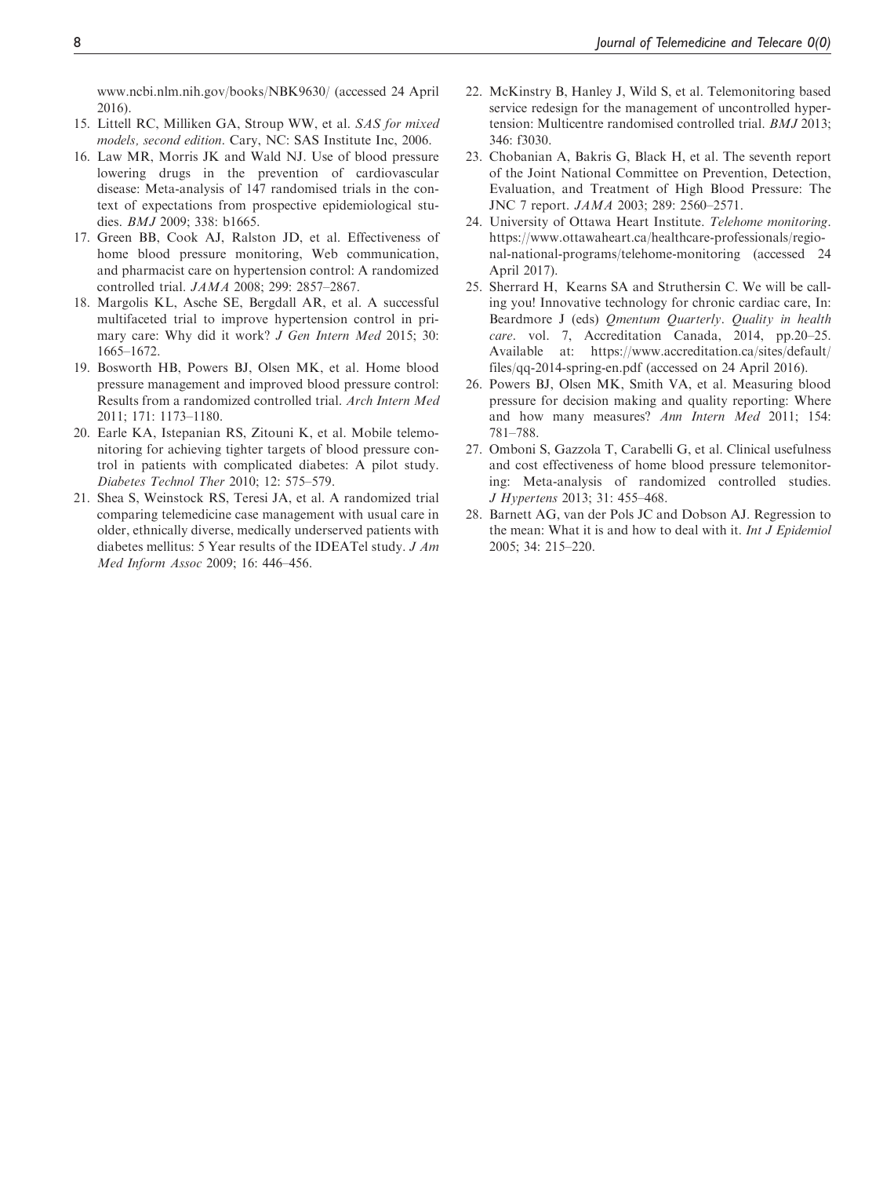www.ncbi.nlm.nih.gov/books/NBK9630/ (accessed 24 April 2016).

15. Littell RC, Milliken GA, Stroup WW, et al. *SAS for mixed models, second edition*. Cary, NC: SAS Institute Inc, 2006.
16. Law MR, Morris JK and Wald NJ. Use of blood pressure lowering drugs in the prevention of cardiovascular disease: Meta-analysis of 147 randomised trials in the context of expectations from prospective epidemiological studies. *BMJ* 2009; 338: b1665.
17. Green BB, Cook AJ, Ralston JD, et al. Effectiveness of home blood pressure monitoring, Web communication, and pharmacist care on hypertension control: A randomized controlled trial. *JAMA* 2008; 299: 2857–2867.
18. Margolis KL, Asche SE, Bergdall AR, et al. A successful multifaceted trial to improve hypertension control in primary care: Why did it work? *J Gen Intern Med* 2015; 30: 1665–1672.
19. Bosworth HB, Powers BJ, Olsen MK, et al. Home blood pressure management and improved blood pressure control: Results from a randomized controlled trial. *Arch Intern Med* 2011; 171: 1173–1180.
20. Earle KA, Istepanian RS, Zitouni K, et al. Mobile telemonitoring for achieving tighter targets of blood pressure control in patients with complicated diabetes: A pilot study. *Diabetes Technol Ther* 2010; 12: 575–579.
21. Shea S, Weinstock RS, Teresi JA, et al. A randomized trial comparing telemedicine case management with usual care in older, ethnically diverse, medically underserved patients with diabetes mellitus: 5 Year results of the IDEATel study. *J Am Med Inform Assoc* 2009; 16: 446–456.
22. McKinstry B, Hanley J, Wild S, et al. Telemonitoring based service redesign for the management of uncontrolled hypertension: Multicentre randomised controlled trial. *BMJ* 2013; 346: f3030.
23. Chobanian A, Bakris G, Black H, et al. The seventh report of the Joint National Committee on Prevention, Detection, Evaluation, and Treatment of High Blood Pressure: The JNC 7 report. *JAMA* 2003; 289: 2560–2571.
24. University of Ottawa Heart Institute. *Telehome monitoring*. https://www.ottawaheart.ca/healthcare-professionals/regional-national-programs/telehome-monitoring (accessed 24 April 2017).
25. Sherrard H, Kearns SA and Struthersin C. We will be calling you! Innovative technology for chronic cardiac care, In: Beardmore J (eds) *Qmentum Quarterly*. *Quality in health care*. vol. 7, Accreditation Canada, 2014, pp.20–25. Available at: https://www.accreditation.ca/sites/default/files/qq-2014-spring-en.pdf (accessed on 24 April 2016).
26. Powers BJ, Olsen MK, Smith VA, et al. Measuring blood pressure for decision making and quality reporting: Where and how many measures? *Ann Intern Med* 2011; 154: 781–788.
27. Omboni S, Gazzola T, Carabelli G, et al. Clinical usefulness and cost effectiveness of home blood pressure telemonitoring: Meta-analysis of randomized controlled studies. *J Hypertens* 2013; 31: 455–468.
28. Barnett AG, van der Pols JC and Dobson AJ. Regression to the mean: What it is and how to deal with it. *Int J Epidemiol* 2005; 34: 215–220.